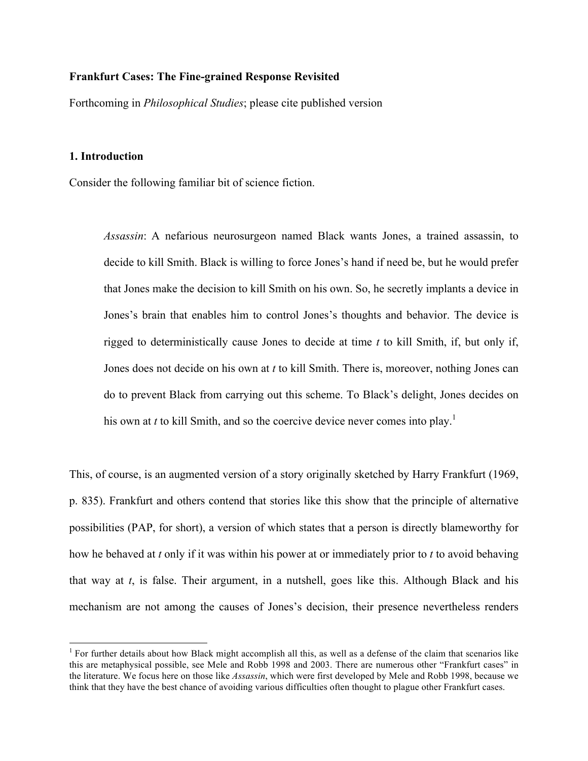**Frankfurt Cases: The Fine-grained Response Revisited**

Forthcoming in *Philosophical Studies*; please cite published version

## 1. Introduction

Consider the following familiar bit of science fiction.

> *Assassin*: A nefarious neurosurgeon named Black wants Jones, a trained assassin, to decide to kill Smith. Black is willing to force Jones's hand if need be, but he would prefer that Jones make the decision to kill Smith on his own. So, he secretly implants a device in Jones's brain that enables him to control Jones's thoughts and behavior. The device is rigged to deterministically cause Jones to decide at time *t* to kill Smith, if, but only if, Jones does not decide on his own at *t* to kill Smith. There is, moreover, nothing Jones can do to prevent Black from carrying out this scheme. To Black's delight, Jones decides on his own at *t* to kill Smith, and so the coercive device never comes into play.[1]

This, of course, is an augmented version of a story originally sketched by Harry Frankfurt (1969, p. 835). Frankfurt and others contend that stories like this show that the principle of alternative possibilities (PAP, for short), a version of which states that a person is directly blameworthy for how he behaved at *t* only if it was within his power at or immediately prior to *t* to avoid behaving that way at *t*, is false. Their argument, in a nutshell, goes like this. Although Black and his mechanism are not among the causes of Jones's decision, their presence nevertheless renders

[1] For further details about how Black might accomplish all this, as well as a defense of the claim that scenarios like this are metaphysical possible, see Mele and Robb 1998 and 2003. There are numerous other "Frankfurt cases" in the literature. We focus here on those like *Assassin*, which were first developed by Mele and Robb 1998, because we think that they have the best chance of avoiding various difficulties often thought to plague other Frankfurt cases.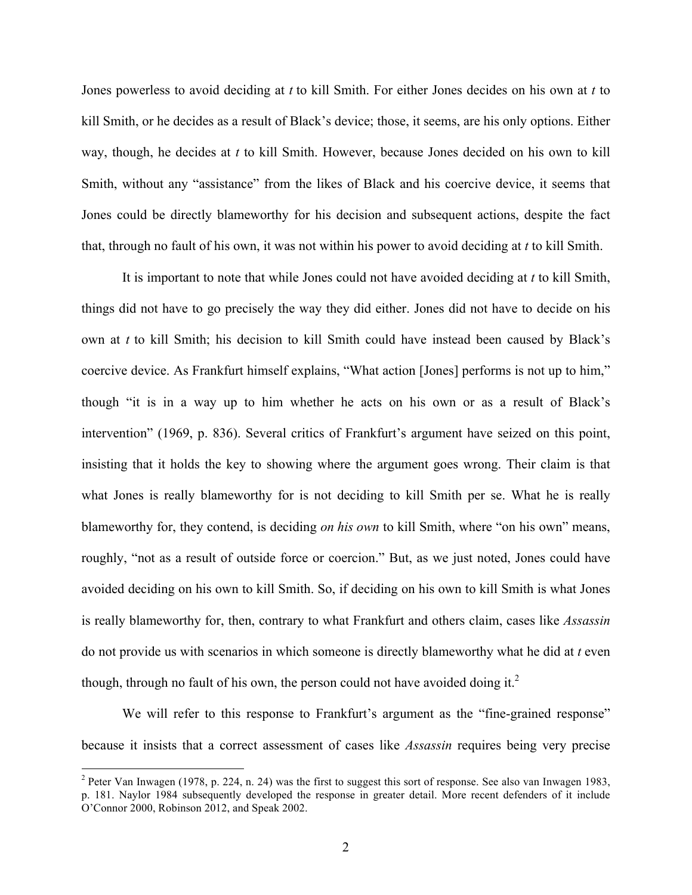Jones powerless to avoid deciding at *t* to kill Smith. For either Jones decides on his own at *t* to kill Smith, or he decides as a result of Black's device; those, it seems, are his only options. Either way, though, he decides at *t* to kill Smith. However, because Jones decided on his own to kill Smith, without any "assistance" from the likes of Black and his coercive device, it seems that Jones could be directly blameworthy for his decision and subsequent actions, despite the fact that, through no fault of his own, it was not within his power to avoid deciding at *t* to kill Smith.

It is important to note that while Jones could not have avoided deciding at *t* to kill Smith, things did not have to go precisely the way they did either. Jones did not have to decide on his own at *t* to kill Smith; his decision to kill Smith could have instead been caused by Black's coercive device. As Frankfurt himself explains, "What action [Jones] performs is not up to him," though "it is in a way up to him whether he acts on his own or as a result of Black's intervention" (1969, p. 836). Several critics of Frankfurt's argument have seized on this point, insisting that it holds the key to showing where the argument goes wrong. Their claim is that what Jones is really blameworthy for is not deciding to kill Smith per se. What he is really blameworthy for, they contend, is deciding *on his own* to kill Smith, where "on his own" means, roughly, "not as a result of outside force or coercion." But, as we just noted, Jones could have avoided deciding on his own to kill Smith. So, if deciding on his own to kill Smith is what Jones is really blameworthy for, then, contrary to what Frankfurt and others claim, cases like *Assassin* do not provide us with scenarios in which someone is directly blameworthy what he did at *t* even though, through no fault of his own, the person could not have avoided doing it.[2]

We will refer to this response to Frankfurt's argument as the "fine-grained response" because it insists that a correct assessment of cases like *Assassin* requires being very precise

[2] Peter Van Inwagen (1978, p. 224, n. 24) was the first to suggest this sort of response. See also van Inwagen 1983, p. 181. Naylor 1984 subsequently developed the response in greater detail. More recent defenders of it include O'Connor 2000, Robinson 2012, and Speak 2002.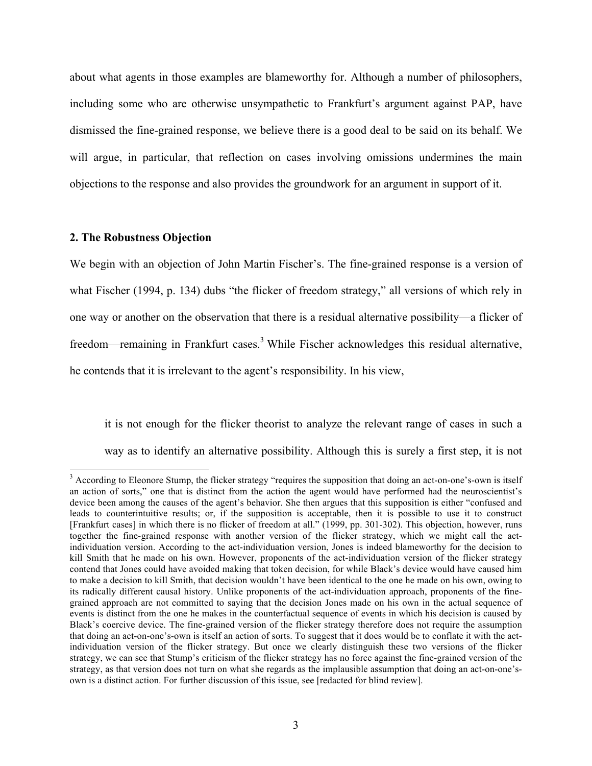about what agents in those examples are blameworthy for. Although a number of philosophers, including some who are otherwise unsympathetic to Frankfurt's argument against PAP, have dismissed the fine-grained response, we believe there is a good deal to be said on its behalf. We will argue, in particular, that reflection on cases involving omissions undermines the main objections to the response and also provides the groundwork for an argument in support of it.

## 2. The Robustness Objection

We begin with an objection of John Martin Fischer's. The fine-grained response is a version of what Fischer (1994, p. 134) dubs "the flicker of freedom strategy," all versions of which rely in one way or another on the observation that there is a residual alternative possibility—a flicker of freedom—remaining in Frankfurt cases.[3] While Fischer acknowledges this residual alternative, he contends that it is irrelevant to the agent's responsibility. In his view,

> it is not enough for the flicker theorist to analyze the relevant range of cases in such a way as to identify an alternative possibility. Although this is surely a first step, it is not

[3] According to Eleonore Stump, the flicker strategy "requires the supposition that doing an act-on-one's-own is itself an action of sorts," one that is distinct from the action the agent would have performed had the neuroscientist's device been among the causes of the agent's behavior. She then argues that this supposition is either "confused and leads to counterintuitive results; or, if the supposition is acceptable, then it is possible to use it to construct [Frankfurt cases] in which there is no flicker of freedom at all." (1999, pp. 301-302). This objection, however, runs together the fine-grained response with another version of the flicker strategy, which we might call the act-individuation version. According to the act-individuation version, Jones is indeed blameworthy for the decision to kill Smith that he made on his own. However, proponents of the act-individuation version of the flicker strategy contend that Jones could have avoided making that token decision, for while Black's device would have caused him to make a decision to kill Smith, that decision wouldn't have been identical to the one he made on his own, owing to its radically different causal history. Unlike proponents of the act-individuation approach, proponents of the fine-grained approach are not committed to saying that the decision Jones made on his own in the actual sequence of events is distinct from the one he makes in the counterfactual sequence of events in which his decision is caused by Black's coercive device. The fine-grained version of the flicker strategy therefore does not require the assumption that doing an act-on-one's-own is itself an action of sorts. To suggest that it does would be to conflate it with the act-individuation version of the flicker strategy. But once we clearly distinguish these two versions of the flicker strategy, we can see that Stump's criticism of the flicker strategy has no force against the fine-grained version of the strategy, as that version does not turn on what she regards as the implausible assumption that doing an act-on-one's-own is a distinct action. For further discussion of this issue, see [redacted for blind review].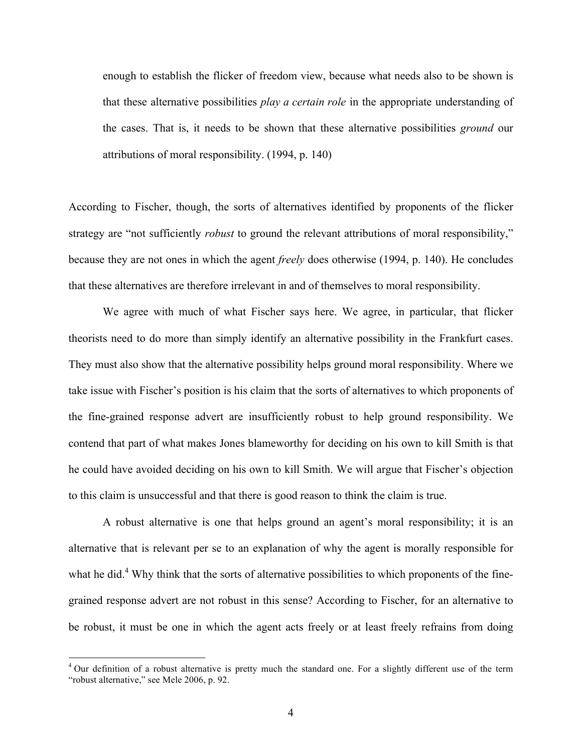> enough to establish the flicker of freedom view, because what needs also to be shown is that these alternative possibilities *play a certain role* in the appropriate understanding of the cases. That is, it needs to be shown that these alternative possibilities *ground* our attributions of moral responsibility. (1994, p. 140)

According to Fischer, though, the sorts of alternatives identified by proponents of the flicker strategy are "not sufficiently *robust* to ground the relevant attributions of moral responsibility," because they are not ones in which the agent *freely* does otherwise (1994, p. 140). He concludes that these alternatives are therefore irrelevant in and of themselves to moral responsibility.

We agree with much of what Fischer says here. We agree, in particular, that flicker theorists need to do more than simply identify an alternative possibility in the Frankfurt cases. They must also show that the alternative possibility helps ground moral responsibility. Where we take issue with Fischer's position is his claim that the sorts of alternatives to which proponents of the fine-grained response advert are insufficiently robust to help ground responsibility. We contend that part of what makes Jones blameworthy for deciding on his own to kill Smith is that he could have avoided deciding on his own to kill Smith. We will argue that Fischer's objection to this claim is unsuccessful and that there is good reason to think the claim is true.

A robust alternative is one that helps ground an agent's moral responsibility; it is an alternative that is relevant per se to an explanation of why the agent is morally responsible for what he did.[4] Why think that the sorts of alternative possibilities to which proponents of the fine-grained response advert are not robust in this sense? According to Fischer, for an alternative to be robust, it must be one in which the agent acts freely or at least freely refrains from doing

[4] Our definition of a robust alternative is pretty much the standard one. For a slightly different use of the term "robust alternative," see Mele 2006, p. 92.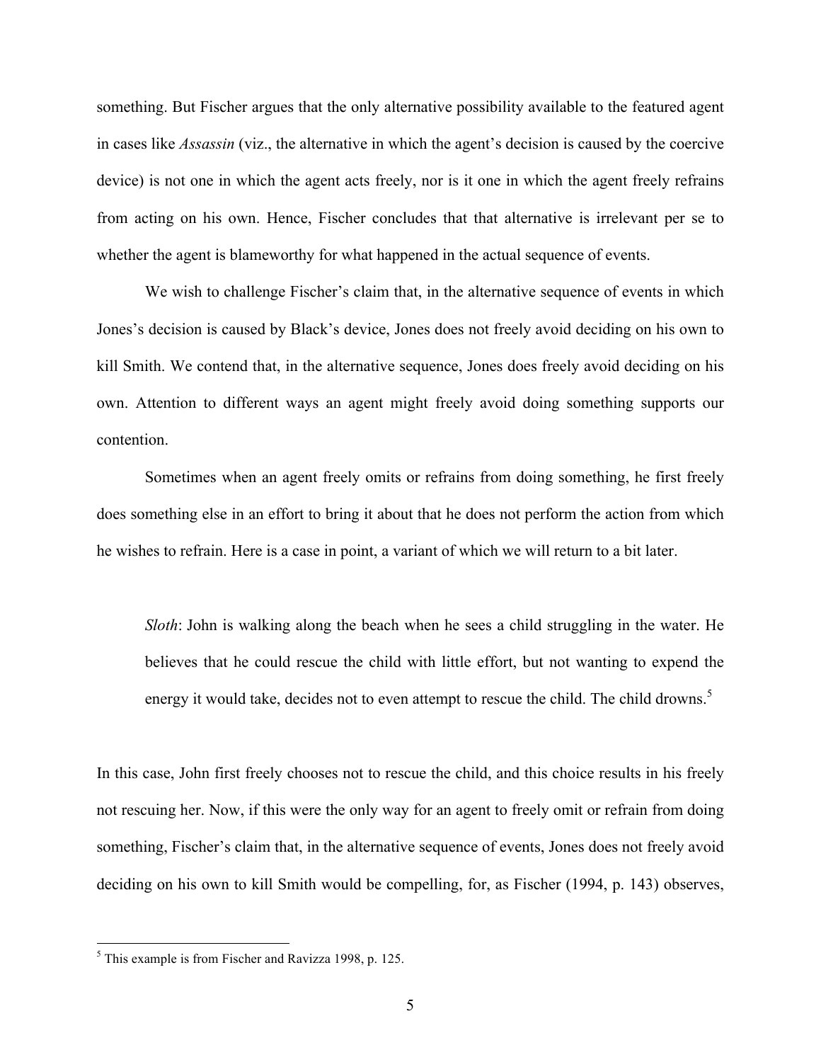something. But Fischer argues that the only alternative possibility available to the featured agent in cases like *Assassin* (viz., the alternative in which the agent's decision is caused by the coercive device) is not one in which the agent acts freely, nor is it one in which the agent freely refrains from acting on his own. Hence, Fischer concludes that that alternative is irrelevant per se to whether the agent is blameworthy for what happened in the actual sequence of events.

We wish to challenge Fischer's claim that, in the alternative sequence of events in which Jones's decision is caused by Black's device, Jones does not freely avoid deciding on his own to kill Smith. We contend that, in the alternative sequence, Jones does freely avoid deciding on his own. Attention to different ways an agent might freely avoid doing something supports our contention.

Sometimes when an agent freely omits or refrains from doing something, he first freely does something else in an effort to bring it about that he does not perform the action from which he wishes to refrain. Here is a case in point, a variant of which we will return to a bit later.

> *Sloth*: John is walking along the beach when he sees a child struggling in the water. He believes that he could rescue the child with little effort, but not wanting to expend the energy it would take, decides not to even attempt to rescue the child. The child drowns.[5]

In this case, John first freely chooses not to rescue the child, and this choice results in his freely not rescuing her. Now, if this were the only way for an agent to freely omit or refrain from doing something, Fischer's claim that, in the alternative sequence of events, Jones does not freely avoid deciding on his own to kill Smith would be compelling, for, as Fischer (1994, p. 143) observes,

[5] This example is from Fischer and Ravizza 1998, p. 125.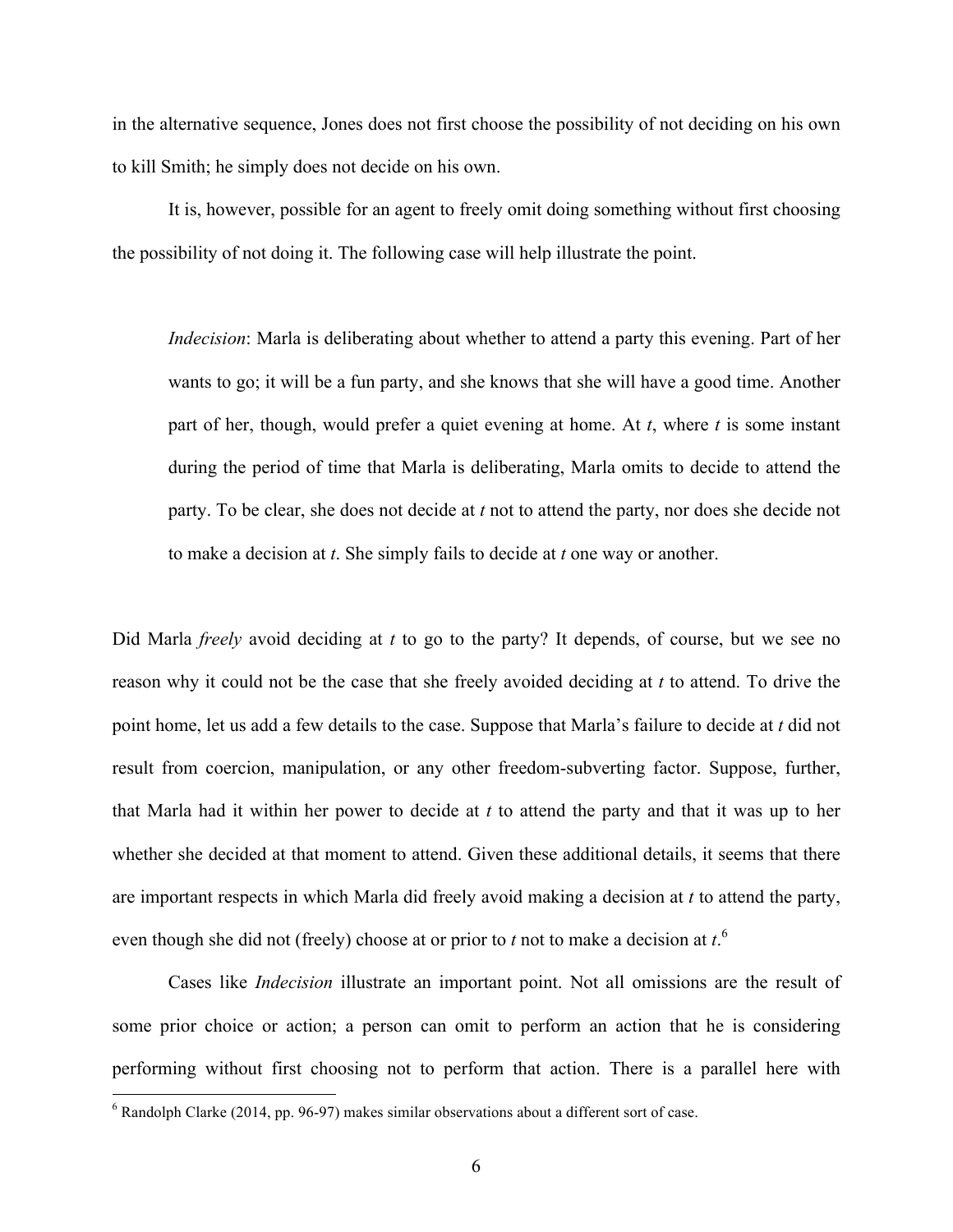in the alternative sequence, Jones does not first choose the possibility of not deciding on his own to kill Smith; he simply does not decide on his own.

It is, however, possible for an agent to freely omit doing something without first choosing the possibility of not doing it. The following case will help illustrate the point.

> *Indecision*: Marla is deliberating about whether to attend a party this evening. Part of her wants to go; it will be a fun party, and she knows that she will have a good time. Another part of her, though, would prefer a quiet evening at home. At *t*, where *t* is some instant during the period of time that Marla is deliberating, Marla omits to decide to attend the party. To be clear, she does not decide at *t* not to attend the party, nor does she decide not to make a decision at *t*. She simply fails to decide at *t* one way or another.

Did Marla *freely* avoid deciding at *t* to go to the party? It depends, of course, but we see no reason why it could not be the case that she freely avoided deciding at *t* to attend. To drive the point home, let us add a few details to the case. Suppose that Marla's failure to decide at *t* did not result from coercion, manipulation, or any other freedom-subverting factor. Suppose, further, that Marla had it within her power to decide at *t* to attend the party and that it was up to her whether she decided at that moment to attend. Given these additional details, it seems that there are important respects in which Marla did freely avoid making a decision at *t* to attend the party, even though she did not (freely) choose at or prior to *t* not to make a decision at *t*.[6]

Cases like *Indecision* illustrate an important point. Not all omissions are the result of some prior choice or action; a person can omit to perform an action that he is considering performing without first choosing not to perform that action. There is a parallel here with

[6] Randolph Clarke (2014, pp. 96-97) makes similar observations about a different sort of case.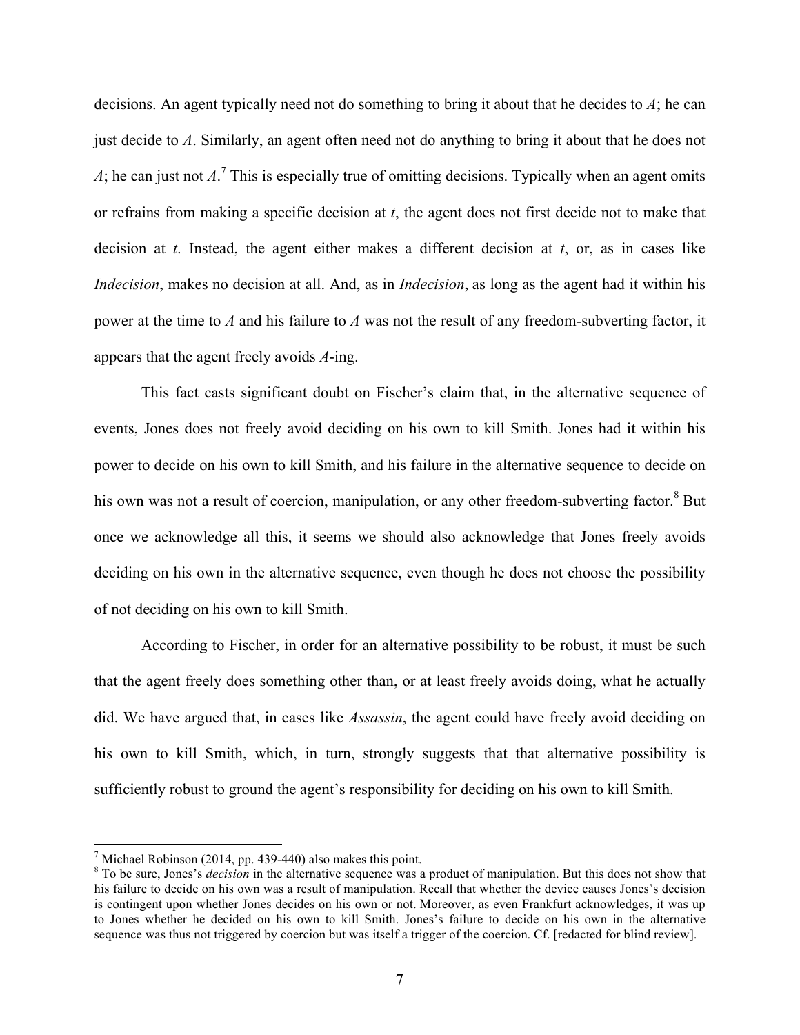decisions. An agent typically need not do something to bring it about that he decides to *A*; he can just decide to *A*. Similarly, an agent often need not do anything to bring it about that he does not *A*; he can just not *A*.[7] This is especially true of omitting decisions. Typically when an agent omits or refrains from making a specific decision at *t*, the agent does not first decide not to make that decision at *t*. Instead, the agent either makes a different decision at *t*, or, as in cases like *Indecision*, makes no decision at all. And, as in *Indecision*, as long as the agent had it within his power at the time to *A* and his failure to *A* was not the result of any freedom-subverting factor, it appears that the agent freely avoids *A*-ing.

This fact casts significant doubt on Fischer's claim that, in the alternative sequence of events, Jones does not freely avoid deciding on his own to kill Smith. Jones had it within his power to decide on his own to kill Smith, and his failure in the alternative sequence to decide on his own was not a result of coercion, manipulation, or any other freedom-subverting factor.[8] But once we acknowledge all this, it seems we should also acknowledge that Jones freely avoids deciding on his own in the alternative sequence, even though he does not choose the possibility of not deciding on his own to kill Smith.

According to Fischer, in order for an alternative possibility to be robust, it must be such that the agent freely does something other than, or at least freely avoids doing, what he actually did. We have argued that, in cases like *Assassin*, the agent could have freely avoid deciding on his own to kill Smith, which, in turn, strongly suggests that that alternative possibility is sufficiently robust to ground the agent's responsibility for deciding on his own to kill Smith.

---

[7] Michael Robinson (2014, pp. 439-440) also makes this point.

[8] To be sure, Jones's *decision* in the alternative sequence was a product of manipulation. But this does not show that his failure to decide on his own was a result of manipulation. Recall that whether the device causes Jones's decision is contingent upon whether Jones decides on his own or not. Moreover, as even Frankfurt acknowledges, it was up to Jones whether he decided on his own to kill Smith. Jones's failure to decide on his own in the alternative sequence was thus not triggered by coercion but was itself a trigger of the coercion. Cf. [redacted for blind review].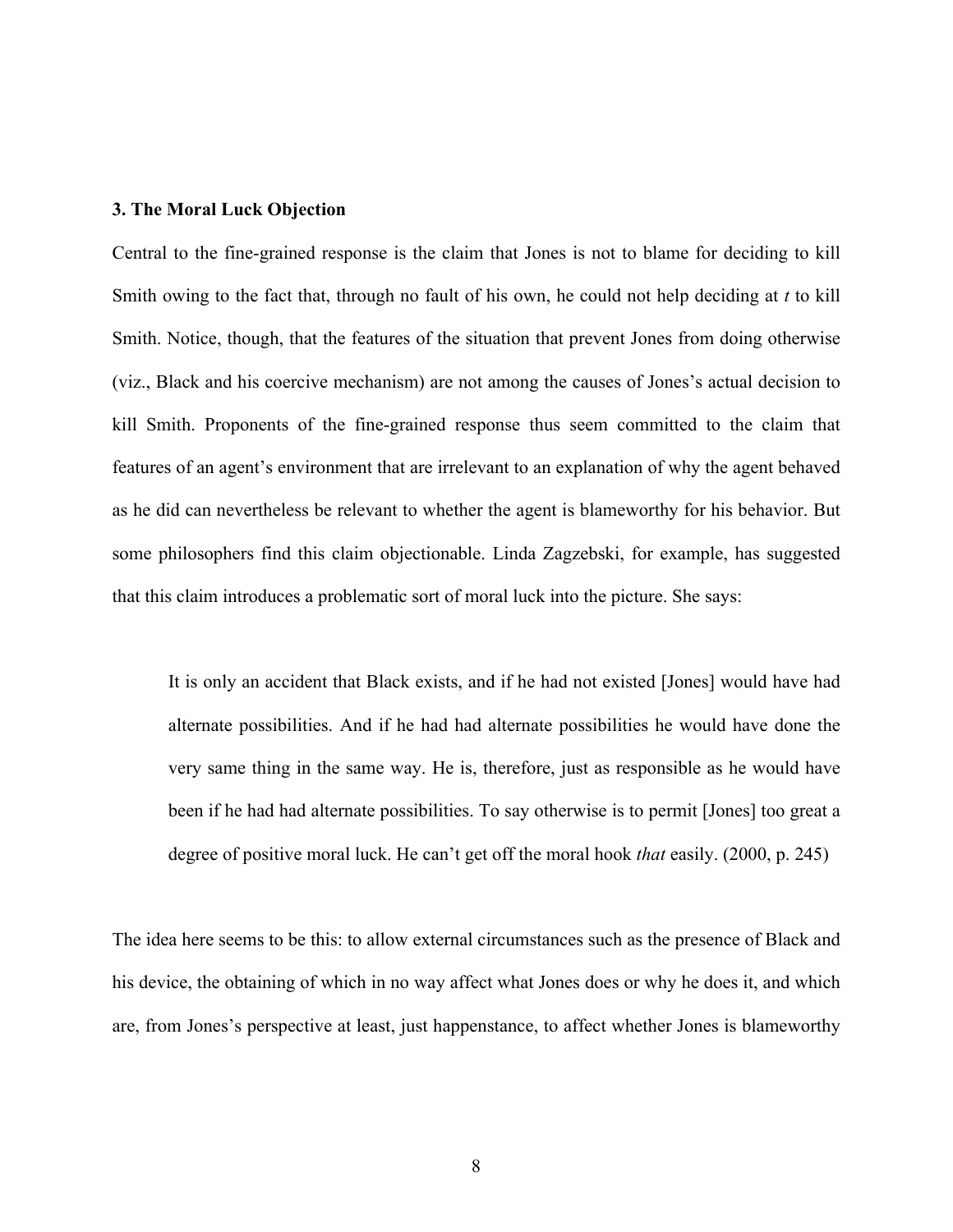### 3. The Moral Luck Objection

Central to the fine-grained response is the claim that Jones is not to blame for deciding to kill Smith owing to the fact that, through no fault of his own, he could not help deciding at *t* to kill Smith. Notice, though, that the features of the situation that prevent Jones from doing otherwise (viz., Black and his coercive mechanism) are not among the causes of Jones's actual decision to kill Smith. Proponents of the fine-grained response thus seem committed to the claim that features of an agent's environment that are irrelevant to an explanation of why the agent behaved as he did can nevertheless be relevant to whether the agent is blameworthy for his behavior. But some philosophers find this claim objectionable. Linda Zagzebski, for example, has suggested that this claim introduces a problematic sort of moral luck into the picture. She says:

> It is only an accident that Black exists, and if he had not existed [Jones] would have had alternate possibilities. And if he had had alternate possibilities he would have done the very same thing in the same way. He is, therefore, just as responsible as he would have been if he had had alternate possibilities. To say otherwise is to permit [Jones] too great a degree of positive moral luck. He can't get off the moral hook *that* easily. (2000, p. 245)

The idea here seems to be this: to allow external circumstances such as the presence of Black and his device, the obtaining of which in no way affect what Jones does or why he does it, and which are, from Jones's perspective at least, just happenstance, to affect whether Jones is blameworthy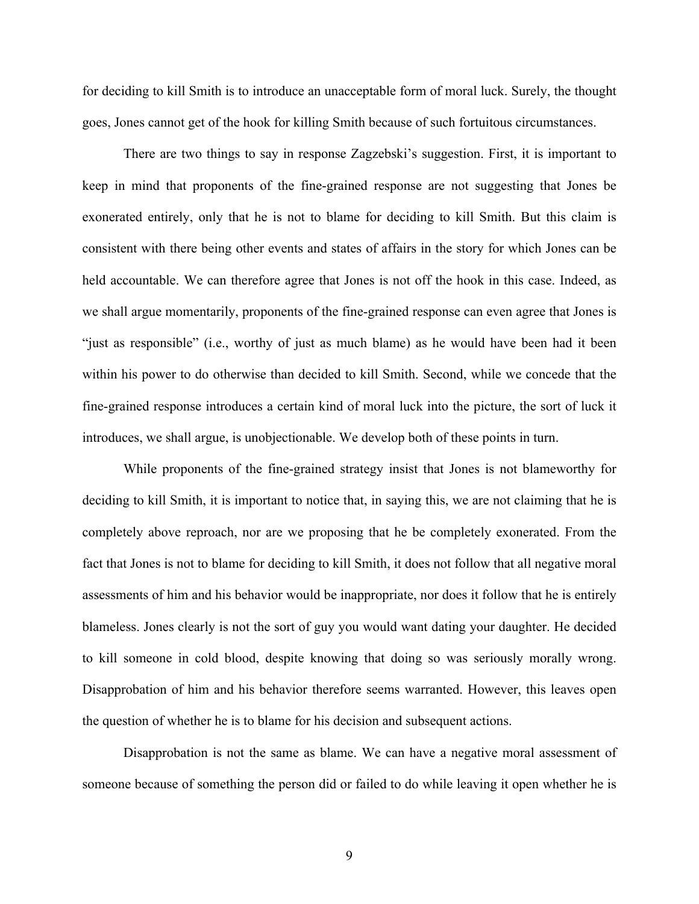for deciding to kill Smith is to introduce an unacceptable form of moral luck. Surely, the thought goes, Jones cannot get of the hook for killing Smith because of such fortuitous circumstances.

There are two things to say in response Zagzebski's suggestion. First, it is important to keep in mind that proponents of the fine-grained response are not suggesting that Jones be exonerated entirely, only that he is not to blame for deciding to kill Smith. But this claim is consistent with there being other events and states of affairs in the story for which Jones can be held accountable. We can therefore agree that Jones is not off the hook in this case. Indeed, as we shall argue momentarily, proponents of the fine-grained response can even agree that Jones is "just as responsible" (i.e., worthy of just as much blame) as he would have been had it been within his power to do otherwise than decided to kill Smith. Second, while we concede that the fine-grained response introduces a certain kind of moral luck into the picture, the sort of luck it introduces, we shall argue, is unobjectionable. We develop both of these points in turn.

While proponents of the fine-grained strategy insist that Jones is not blameworthy for deciding to kill Smith, it is important to notice that, in saying this, we are not claiming that he is completely above reproach, nor are we proposing that he be completely exonerated. From the fact that Jones is not to blame for deciding to kill Smith, it does not follow that all negative moral assessments of him and his behavior would be inappropriate, nor does it follow that he is entirely blameless. Jones clearly is not the sort of guy you would want dating your daughter. He decided to kill someone in cold blood, despite knowing that doing so was seriously morally wrong. Disapprobation of him and his behavior therefore seems warranted. However, this leaves open the question of whether he is to blame for his decision and subsequent actions.

Disapprobation is not the same as blame. We can have a negative moral assessment of someone because of something the person did or failed to do while leaving it open whether he is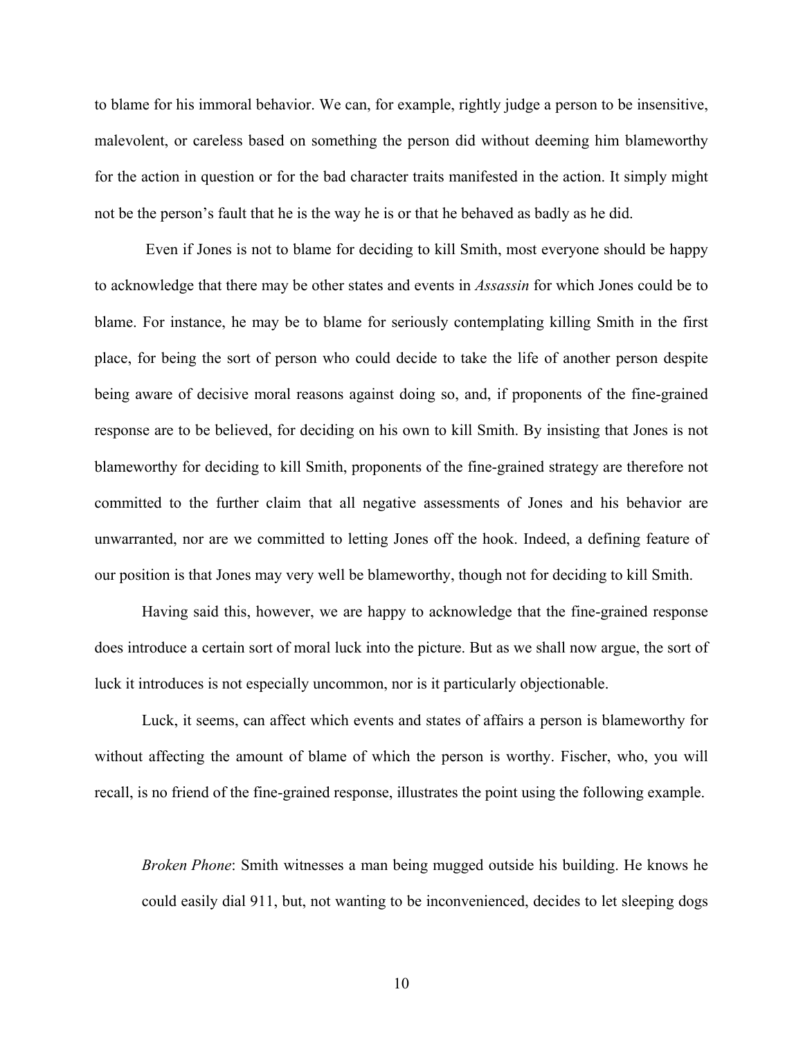to blame for his immoral behavior. We can, for example, rightly judge a person to be insensitive, malevolent, or careless based on something the person did without deeming him blameworthy for the action in question or for the bad character traits manifested in the action. It simply might not be the person's fault that he is the way he is or that he behaved as badly as he did.

Even if Jones is not to blame for deciding to kill Smith, most everyone should be happy to acknowledge that there may be other states and events in *Assassin* for which Jones could be to blame. For instance, he may be to blame for seriously contemplating killing Smith in the first place, for being the sort of person who could decide to take the life of another person despite being aware of decisive moral reasons against doing so, and, if proponents of the fine-grained response are to be believed, for deciding on his own to kill Smith. By insisting that Jones is not blameworthy for deciding to kill Smith, proponents of the fine-grained strategy are therefore not committed to the further claim that all negative assessments of Jones and his behavior are unwarranted, nor are we committed to letting Jones off the hook. Indeed, a defining feature of our position is that Jones may very well be blameworthy, though not for deciding to kill Smith.

Having said this, however, we are happy to acknowledge that the fine-grained response does introduce a certain sort of moral luck into the picture. But as we shall now argue, the sort of luck it introduces is not especially uncommon, nor is it particularly objectionable.

Luck, it seems, can affect which events and states of affairs a person is blameworthy for without affecting the amount of blame of which the person is worthy. Fischer, who, you will recall, is no friend of the fine-grained response, illustrates the point using the following example.

> *Broken Phone*: Smith witnesses a man being mugged outside his building. He knows he could easily dial 911, but, not wanting to be inconvenienced, decides to let sleeping dogs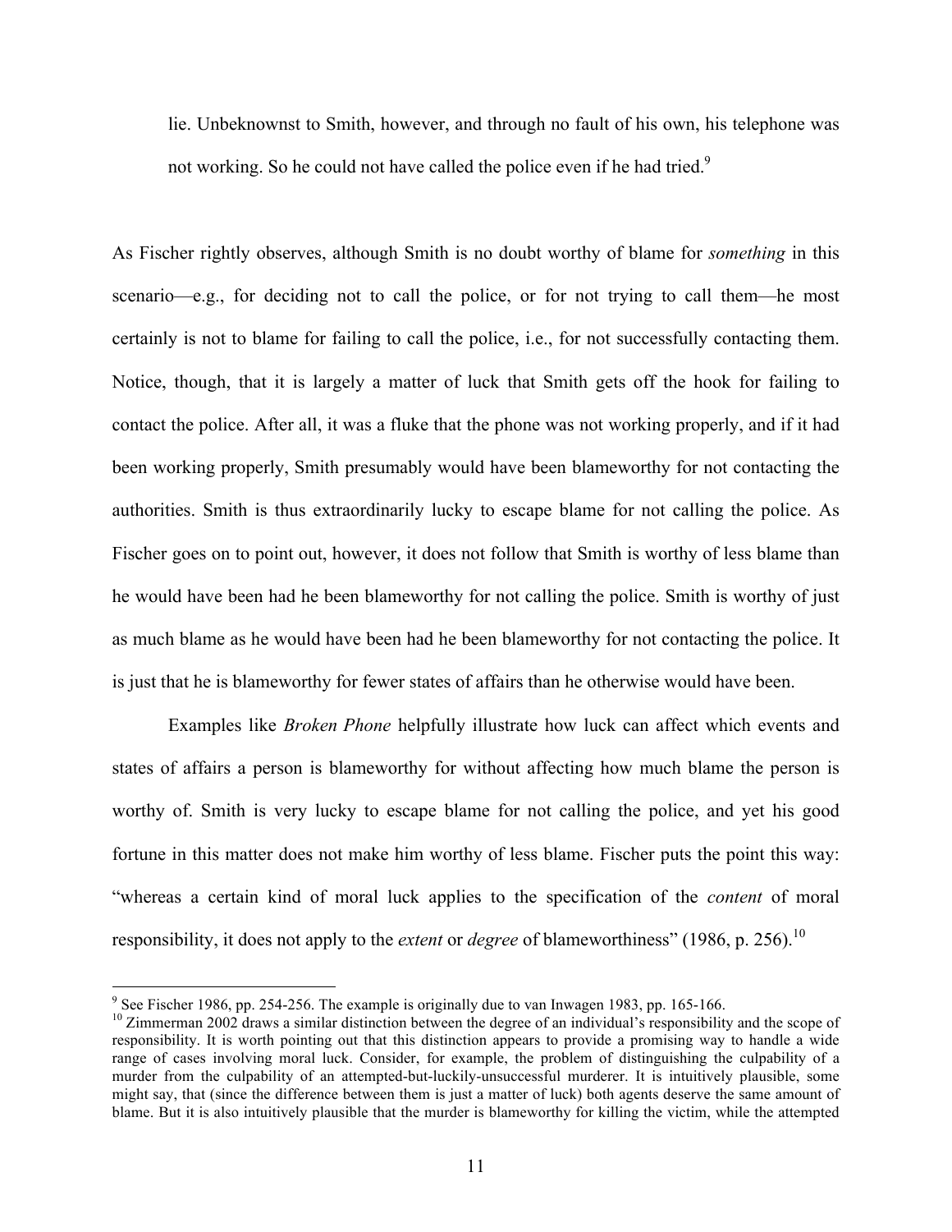lie. Unbeknownst to Smith, however, and through no fault of his own, his telephone was not working. So he could not have called the police even if he had tried.[9]

As Fischer rightly observes, although Smith is no doubt worthy of blame for *something* in this scenario—e.g., for deciding not to call the police, or for not trying to call them—he most certainly is not to blame for failing to call the police, i.e., for not successfully contacting them. Notice, though, that it is largely a matter of luck that Smith gets off the hook for failing to contact the police. After all, it was a fluke that the phone was not working properly, and if it had been working properly, Smith presumably would have been blameworthy for not contacting the authorities. Smith is thus extraordinarily lucky to escape blame for not calling the police. As Fischer goes on to point out, however, it does not follow that Smith is worthy of less blame than he would have been had he been blameworthy for not calling the police. Smith is worthy of just as much blame as he would have been had he been blameworthy for not contacting the police. It is just that he is blameworthy for fewer states of affairs than he otherwise would have been.

Examples like *Broken Phone* helpfully illustrate how luck can affect which events and states of affairs a person is blameworthy for without affecting how much blame the person is worthy of. Smith is very lucky to escape blame for not calling the police, and yet his good fortune in this matter does not make him worthy of less blame. Fischer puts the point this way: "whereas a certain kind of moral luck applies to the specification of the *content* of moral responsibility, it does not apply to the *extent* or *degree* of blameworthiness" (1986, p. 256).[10]

---

[9] See Fischer 1986, pp. 254-256. The example is originally due to van Inwagen 1983, pp. 165-166.

[10] Zimmerman 2002 draws a similar distinction between the degree of an individual's responsibility and the scope of responsibility. It is worth pointing out that this distinction appears to provide a promising way to handle a wide range of cases involving moral luck. Consider, for example, the problem of distinguishing the culpability of a murder from the culpability of an attempted-but-luckily-unsuccessful murderer. It is intuitively plausible, some might say, that (since the difference between them is just a matter of luck) both agents deserve the same amount of blame. But it is also intuitively plausible that the murder is blameworthy for killing the victim, while the attempted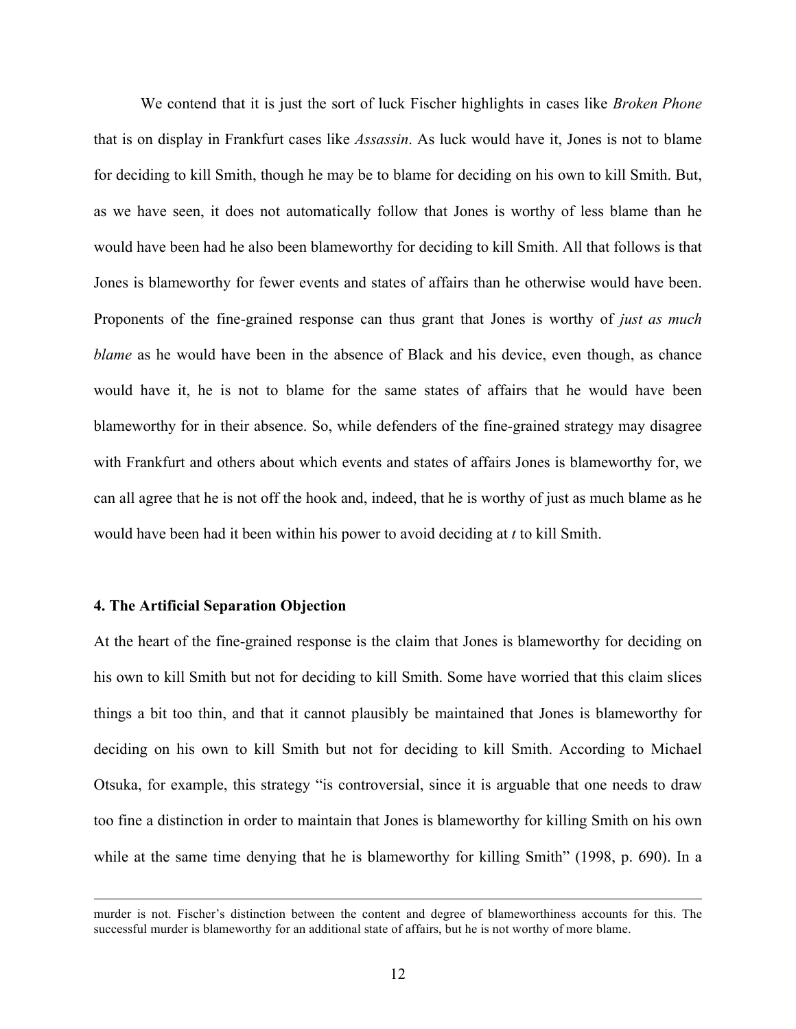We contend that it is just the sort of luck Fischer highlights in cases like *Broken Phone* that is on display in Frankfurt cases like *Assassin*. As luck would have it, Jones is not to blame for deciding to kill Smith, though he may be to blame for deciding on his own to kill Smith. But, as we have seen, it does not automatically follow that Jones is worthy of less blame than he would have been had he also been blameworthy for deciding to kill Smith. All that follows is that Jones is blameworthy for fewer events and states of affairs than he otherwise would have been. Proponents of the fine-grained response can thus grant that Jones is worthy of *just as much blame* as he would have been in the absence of Black and his device, even though, as chance would have it, he is not to blame for the same states of affairs that he would have been blameworthy for in their absence. So, while defenders of the fine-grained strategy may disagree with Frankfurt and others about which events and states of affairs Jones is blameworthy for, we can all agree that he is not off the hook and, indeed, that he is worthy of just as much blame as he would have been had it been within his power to avoid deciding at *t* to kill Smith.

## 4. The Artificial Separation Objection

At the heart of the fine-grained response is the claim that Jones is blameworthy for deciding on his own to kill Smith but not for deciding to kill Smith. Some have worried that this claim slices things a bit too thin, and that it cannot plausibly be maintained that Jones is blameworthy for deciding on his own to kill Smith but not for deciding to kill Smith. According to Michael Otsuka, for example, this strategy "is controversial, since it is arguable that one needs to draw too fine a distinction in order to maintain that Jones is blameworthy for killing Smith on his own while at the same time denying that he is blameworthy for killing Smith" (1998, p. 690). In a

murder is not. Fischer's distinction between the content and degree of blameworthiness accounts for this. The successful murder is blameworthy for an additional state of affairs, but he is not worthy of more blame.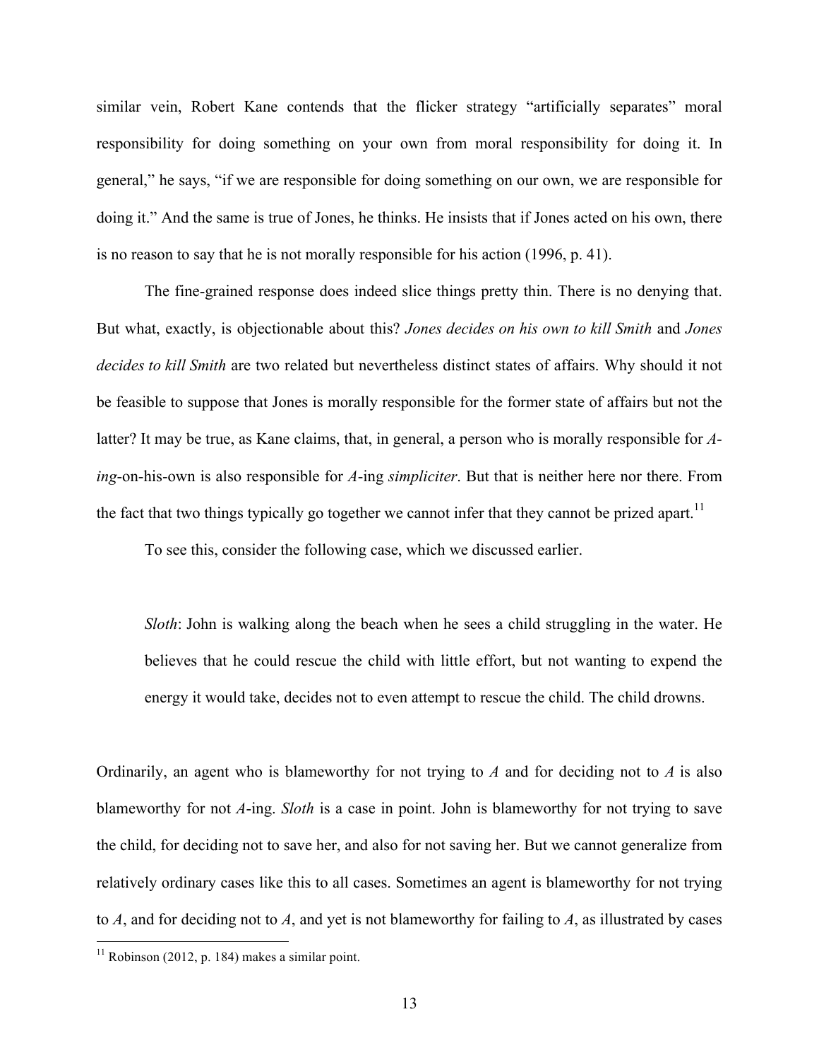similar vein, Robert Kane contends that the flicker strategy "artificially separates" moral responsibility for doing something on your own from moral responsibility for doing it. In general," he says, "if we are responsible for doing something on our own, we are responsible for doing it." And the same is true of Jones, he thinks. He insists that if Jones acted on his own, there is no reason to say that he is not morally responsible for his action (1996, p. 41).

The fine-grained response does indeed slice things pretty thin. There is no denying that. But what, exactly, is objectionable about this? *Jones decides on his own to kill Smith* and *Jones decides to kill Smith* are two related but nevertheless distinct states of affairs. Why should it not be feasible to suppose that Jones is morally responsible for the former state of affairs but not the latter? It may be true, as Kane claims, that, in general, a person who is morally responsible for *A-ing*-on-his-own is also responsible for *A*-ing *simpliciter*. But that is neither here nor there. From the fact that two things typically go together we cannot infer that they cannot be prized apart.[11]

To see this, consider the following case, which we discussed earlier.

> *Sloth*: John is walking along the beach when he sees a child struggling in the water. He believes that he could rescue the child with little effort, but not wanting to expend the energy it would take, decides not to even attempt to rescue the child. The child drowns.

Ordinarily, an agent who is blameworthy for not trying to *A* and for deciding not to *A* is also blameworthy for not *A*-ing. *Sloth* is a case in point. John is blameworthy for not trying to save the child, for deciding not to save her, and also for not saving her. But we cannot generalize from relatively ordinary cases like this to all cases. Sometimes an agent is blameworthy for not trying to *A*, and for deciding not to *A*, and yet is not blameworthy for failing to *A*, as illustrated by cases

[11] Robinson (2012, p. 184) makes a similar point.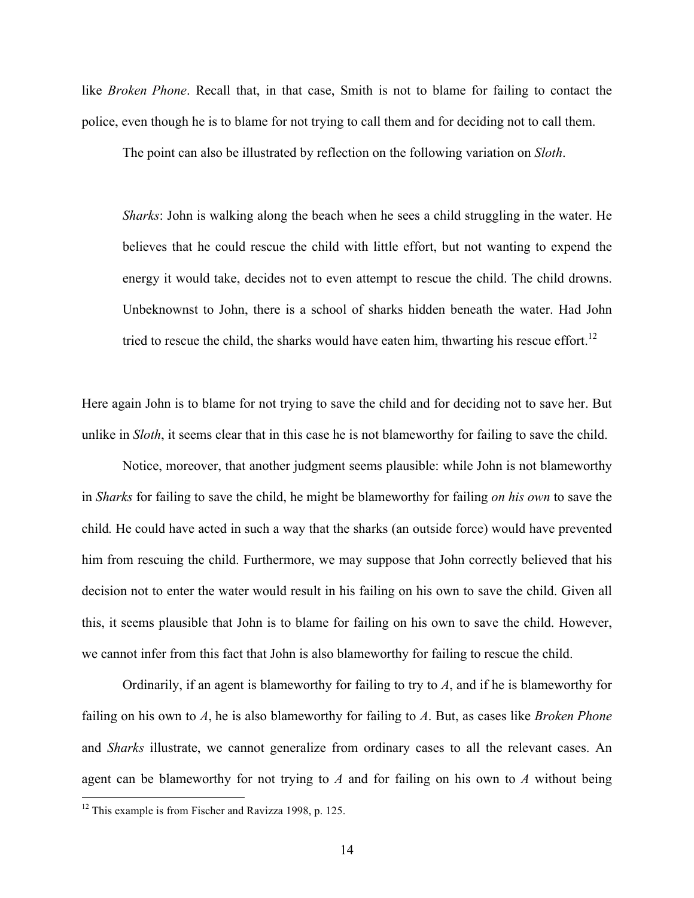like *Broken Phone*. Recall that, in that case, Smith is not to blame for failing to contact the police, even though he is to blame for not trying to call them and for deciding not to call them.

The point can also be illustrated by reflection on the following variation on *Sloth*.

> *Sharks*: John is walking along the beach when he sees a child struggling in the water. He believes that he could rescue the child with little effort, but not wanting to expend the energy it would take, decides not to even attempt to rescue the child. The child drowns. Unbeknownst to John, there is a school of sharks hidden beneath the water. Had John tried to rescue the child, the sharks would have eaten him, thwarting his rescue effort.[12]

Here again John is to blame for not trying to save the child and for deciding not to save her. But unlike in *Sloth*, it seems clear that in this case he is not blameworthy for failing to save the child.

Notice, moreover, that another judgment seems plausible: while John is not blameworthy in *Sharks* for failing to save the child, he might be blameworthy for failing *on his own* to save the child. He could have acted in such a way that the sharks (an outside force) would have prevented him from rescuing the child. Furthermore, we may suppose that John correctly believed that his decision not to enter the water would result in his failing on his own to save the child. Given all this, it seems plausible that John is to blame for failing on his own to save the child. However, we cannot infer from this fact that John is also blameworthy for failing to rescue the child.

Ordinarily, if an agent is blameworthy for failing to try to *A*, and if he is blameworthy for failing on his own to *A*, he is also blameworthy for failing to *A*. But, as cases like *Broken Phone* and *Sharks* illustrate, we cannot generalize from ordinary cases to all the relevant cases. An agent can be blameworthy for not trying to *A* and for failing on his own to *A* without being

---

[12] This example is from Fischer and Ravizza 1998, p. 125.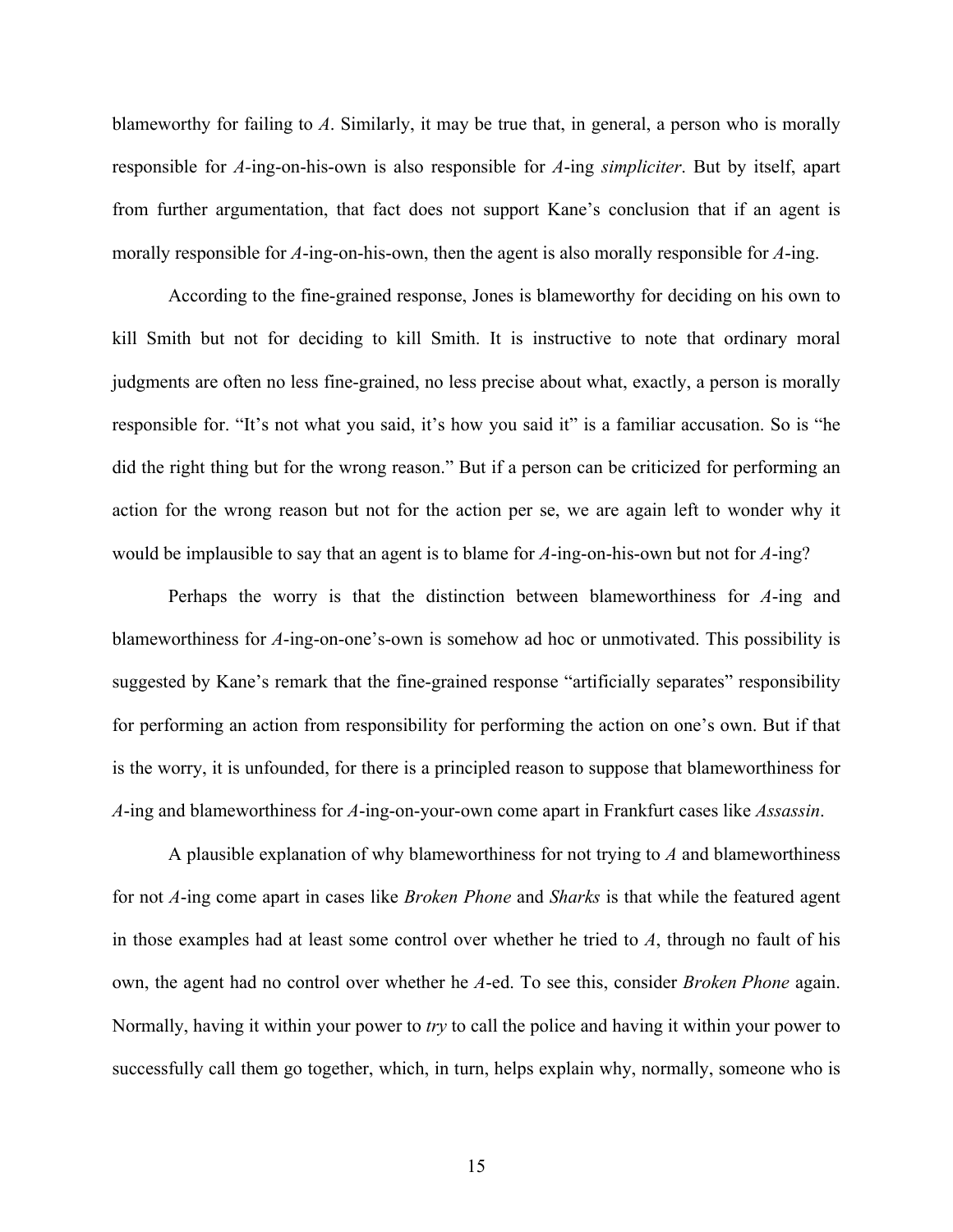blameworthy for failing to *A*. Similarly, it may be true that, in general, a person who is morally responsible for *A*-ing-on-his-own is also responsible for *A*-ing *simpliciter*. But by itself, apart from further argumentation, that fact does not support Kane's conclusion that if an agent is morally responsible for *A*-ing-on-his-own, then the agent is also morally responsible for *A*-ing.

According to the fine-grained response, Jones is blameworthy for deciding on his own to kill Smith but not for deciding to kill Smith. It is instructive to note that ordinary moral judgments are often no less fine-grained, no less precise about what, exactly, a person is morally responsible for. "It's not what you said, it's how you said it" is a familiar accusation. So is "he did the right thing but for the wrong reason." But if a person can be criticized for performing an action for the wrong reason but not for the action per se, we are again left to wonder why it would be implausible to say that an agent is to blame for *A*-ing-on-his-own but not for *A*-ing?

Perhaps the worry is that the distinction between blameworthiness for *A*-ing and blameworthiness for *A*-ing-on-one's-own is somehow ad hoc or unmotivated. This possibility is suggested by Kane's remark that the fine-grained response "artificially separates" responsibility for performing an action from responsibility for performing the action on one's own. But if that is the worry, it is unfounded, for there is a principled reason to suppose that blameworthiness for *A*-ing and blameworthiness for *A*-ing-on-your-own come apart in Frankfurt cases like *Assassin*.

A plausible explanation of why blameworthiness for not trying to *A* and blameworthiness for not *A*-ing come apart in cases like *Broken Phone* and *Sharks* is that while the featured agent in those examples had at least some control over whether he tried to *A*, through no fault of his own, the agent had no control over whether he *A*-ed. To see this, consider *Broken Phone* again. Normally, having it within your power to *try* to call the police and having it within your power to successfully call them go together, which, in turn, helps explain why, normally, someone who is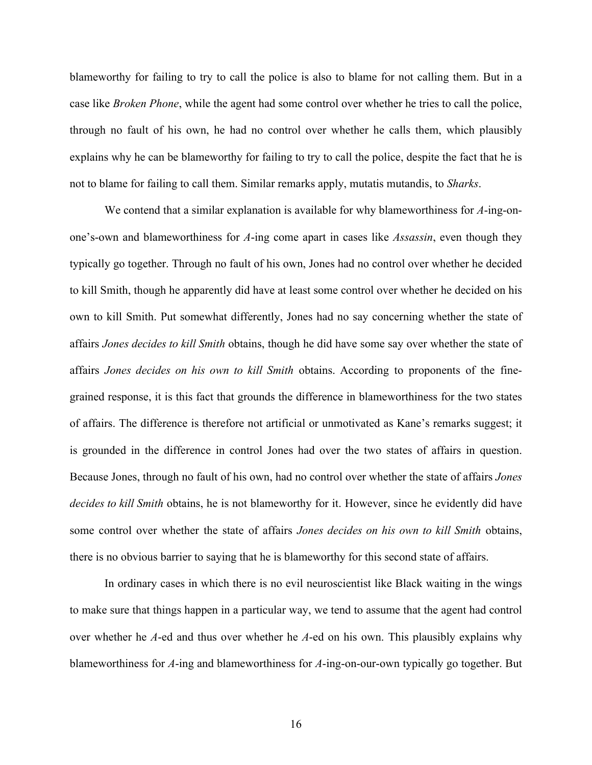blameworthy for failing to try to call the police is also to blame for not calling them. But in a case like *Broken Phone*, while the agent had some control over whether he tries to call the police, through no fault of his own, he had no control over whether he calls them, which plausibly explains why he can be blameworthy for failing to try to call the police, despite the fact that he is not to blame for failing to call them. Similar remarks apply, mutatis mutandis, to *Sharks*.

We contend that a similar explanation is available for why blameworthiness for *A*-ing-on-one's-own and blameworthiness for *A*-ing come apart in cases like *Assassin*, even though they typically go together. Through no fault of his own, Jones had no control over whether he decided to kill Smith, though he apparently did have at least some control over whether he decided on his own to kill Smith. Put somewhat differently, Jones had no say concerning whether the state of affairs *Jones decides to kill Smith* obtains, though he did have some say over whether the state of affairs *Jones decides on his own to kill Smith* obtains. According to proponents of the fine-grained response, it is this fact that grounds the difference in blameworthiness for the two states of affairs. The difference is therefore not artificial or unmotivated as Kane's remarks suggest; it is grounded in the difference in control Jones had over the two states of affairs in question. Because Jones, through no fault of his own, had no control over whether the state of affairs *Jones decides to kill Smith* obtains, he is not blameworthy for it. However, since he evidently did have some control over whether the state of affairs *Jones decides on his own to kill Smith* obtains, there is no obvious barrier to saying that he is blameworthy for this second state of affairs.

In ordinary cases in which there is no evil neuroscientist like Black waiting in the wings to make sure that things happen in a particular way, we tend to assume that the agent had control over whether he *A*-ed and thus over whether he *A*-ed on his own. This plausibly explains why blameworthiness for *A*-ing and blameworthiness for *A*-ing-on-our-own typically go together. But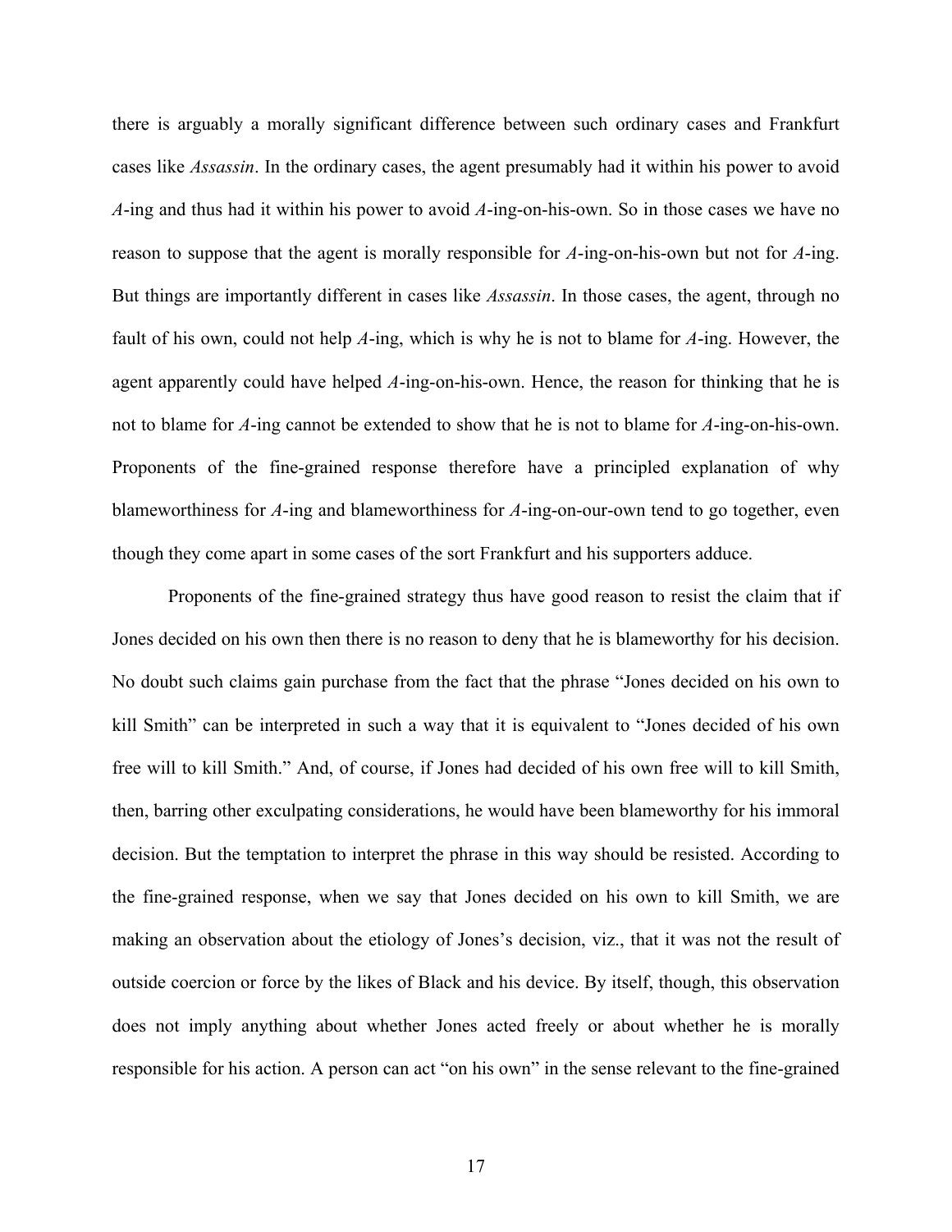there is arguably a morally significant difference between such ordinary cases and Frankfurt cases like *Assassin*. In the ordinary cases, the agent presumably had it within his power to avoid *A*-ing and thus had it within his power to avoid *A*-ing-on-his-own. So in those cases we have no reason to suppose that the agent is morally responsible for *A*-ing-on-his-own but not for *A*-ing. But things are importantly different in cases like *Assassin*. In those cases, the agent, through no fault of his own, could not help *A*-ing, which is why he is not to blame for *A*-ing. However, the agent apparently could have helped *A*-ing-on-his-own. Hence, the reason for thinking that he is not to blame for *A*-ing cannot be extended to show that he is not to blame for *A*-ing-on-his-own. Proponents of the fine-grained response therefore have a principled explanation of why blameworthiness for *A*-ing and blameworthiness for *A*-ing-on-our-own tend to go together, even though they come apart in some cases of the sort Frankfurt and his supporters adduce.

Proponents of the fine-grained strategy thus have good reason to resist the claim that if Jones decided on his own then there is no reason to deny that he is blameworthy for his decision. No doubt such claims gain purchase from the fact that the phrase "Jones decided on his own to kill Smith" can be interpreted in such a way that it is equivalent to "Jones decided of his own free will to kill Smith." And, of course, if Jones had decided of his own free will to kill Smith, then, barring other exculpating considerations, he would have been blameworthy for his immoral decision. But the temptation to interpret the phrase in this way should be resisted. According to the fine-grained response, when we say that Jones decided on his own to kill Smith, we are making an observation about the etiology of Jones's decision, viz., that it was not the result of outside coercion or force by the likes of Black and his device. By itself, though, this observation does not imply anything about whether Jones acted freely or about whether he is morally responsible for his action. A person can act "on his own" in the sense relevant to the fine-grained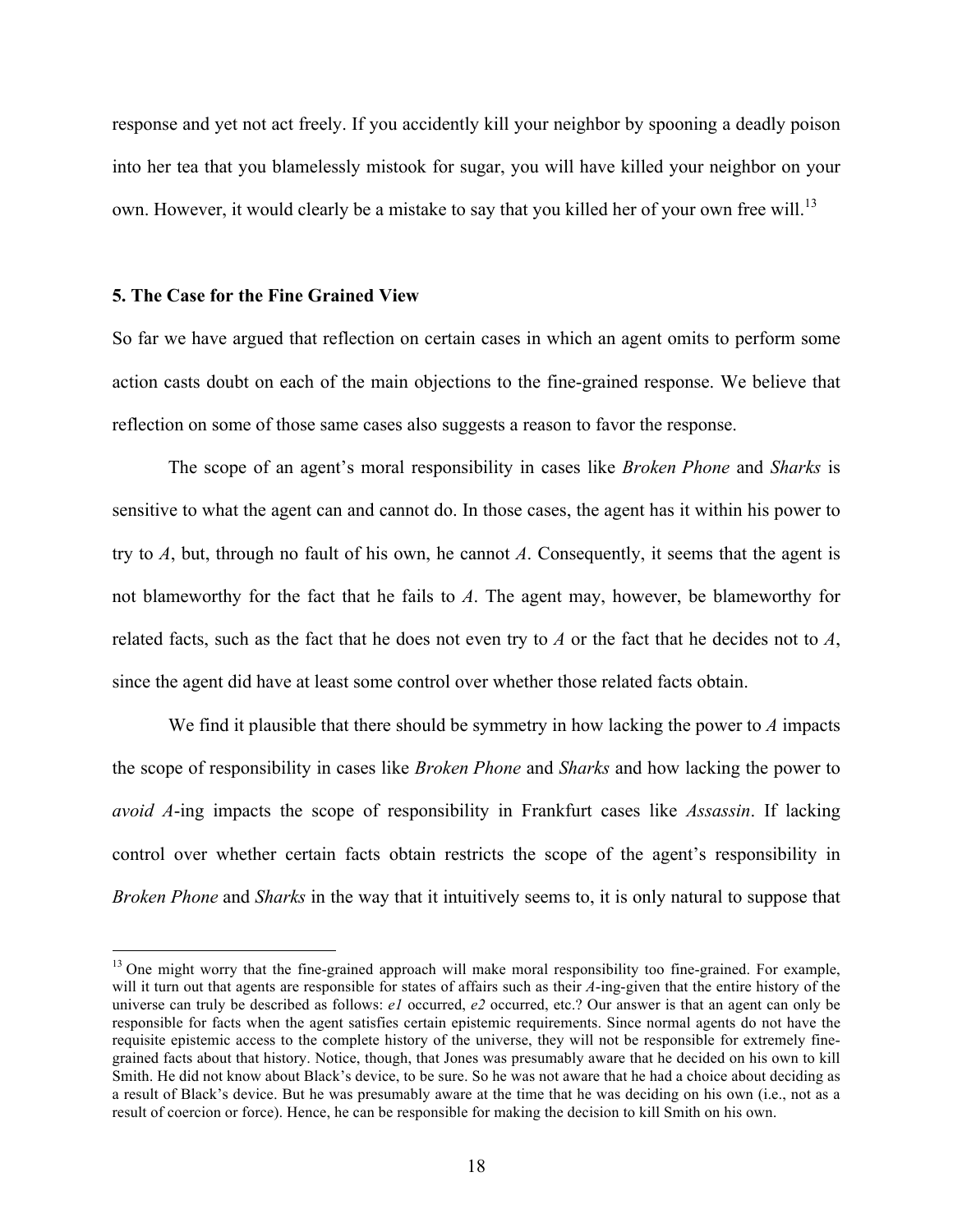response and yet not act freely. If you accidently kill your neighbor by spooning a deadly poison into her tea that you blamelessly mistook for sugar, you will have killed your neighbor on your own. However, it would clearly be a mistake to say that you killed her of your own free will.[13]

## 5. The Case for the Fine Grained View

So far we have argued that reflection on certain cases in which an agent omits to perform some action casts doubt on each of the main objections to the fine-grained response. We believe that reflection on some of those same cases also suggests a reason to favor the response.

The scope of an agent's moral responsibility in cases like *Broken Phone* and *Sharks* is sensitive to what the agent can and cannot do. In those cases, the agent has it within his power to try to *A*, but, through no fault of his own, he cannot *A*. Consequently, it seems that the agent is not blameworthy for the fact that he fails to *A*. The agent may, however, be blameworthy for related facts, such as the fact that he does not even try to *A* or the fact that he decides not to *A*, since the agent did have at least some control over whether those related facts obtain.

We find it plausible that there should be symmetry in how lacking the power to *A* impacts the scope of responsibility in cases like *Broken Phone* and *Sharks* and how lacking the power to *avoid A*-ing impacts the scope of responsibility in Frankfurt cases like *Assassin*. If lacking control over whether certain facts obtain restricts the scope of the agent's responsibility in *Broken Phone* and *Sharks* in the way that it intuitively seems to, it is only natural to suppose that

---

[13] One might worry that the fine-grained approach will make moral responsibility too fine-grained. For example, will it turn out that agents are responsible for states of affairs such as their *A*-ing-given that the entire history of the universe can truly be described as follows: *e1* occurred, *e2* occurred, etc.? Our answer is that an agent can only be responsible for facts when the agent satisfies certain epistemic requirements. Since normal agents do not have the requisite epistemic access to the complete history of the universe, they will not be responsible for extremely fine-grained facts about that history. Notice, though, that Jones was presumably aware that he decided on his own to kill Smith. He did not know about Black's device, to be sure. So he was not aware that he had a choice about deciding as a result of Black's device. But he was presumably aware at the time that he was deciding on his own (i.e., not as a result of coercion or force). Hence, he can be responsible for making the decision to kill Smith on his own.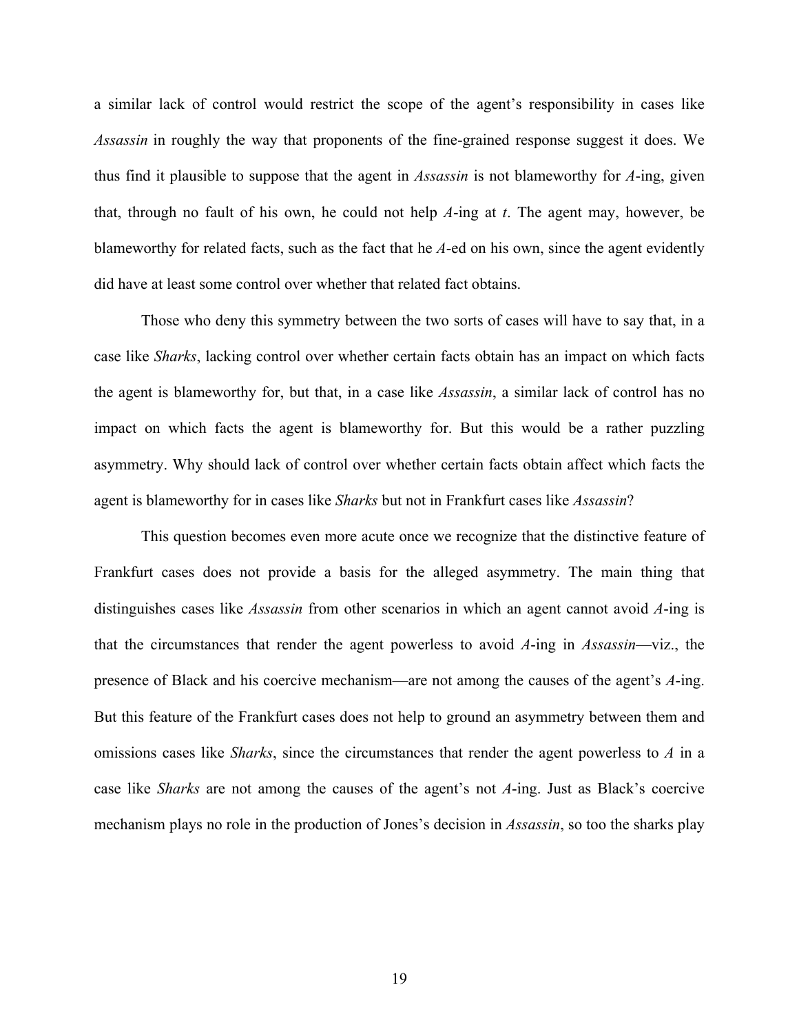a similar lack of control would restrict the scope of the agent's responsibility in cases like *Assassin* in roughly the way that proponents of the fine-grained response suggest it does. We thus find it plausible to suppose that the agent in *Assassin* is not blameworthy for *A*-ing, given that, through no fault of his own, he could not help *A*-ing at *t*. The agent may, however, be blameworthy for related facts, such as the fact that he *A*-ed on his own, since the agent evidently did have at least some control over whether that related fact obtains.

Those who deny this symmetry between the two sorts of cases will have to say that, in a case like *Sharks*, lacking control over whether certain facts obtain has an impact on which facts the agent is blameworthy for, but that, in a case like *Assassin*, a similar lack of control has no impact on which facts the agent is blameworthy for. But this would be a rather puzzling asymmetry. Why should lack of control over whether certain facts obtain affect which facts the agent is blameworthy for in cases like *Sharks* but not in Frankfurt cases like *Assassin*?

This question becomes even more acute once we recognize that the distinctive feature of Frankfurt cases does not provide a basis for the alleged asymmetry. The main thing that distinguishes cases like *Assassin* from other scenarios in which an agent cannot avoid *A*-ing is that the circumstances that render the agent powerless to avoid *A*-ing in *Assassin*—viz., the presence of Black and his coercive mechanism—are not among the causes of the agent's *A*-ing. But this feature of the Frankfurt cases does not help to ground an asymmetry between them and omissions cases like *Sharks*, since the circumstances that render the agent powerless to *A* in a case like *Sharks* are not among the causes of the agent's not *A*-ing. Just as Black's coercive mechanism plays no role in the production of Jones's decision in *Assassin*, so too the sharks play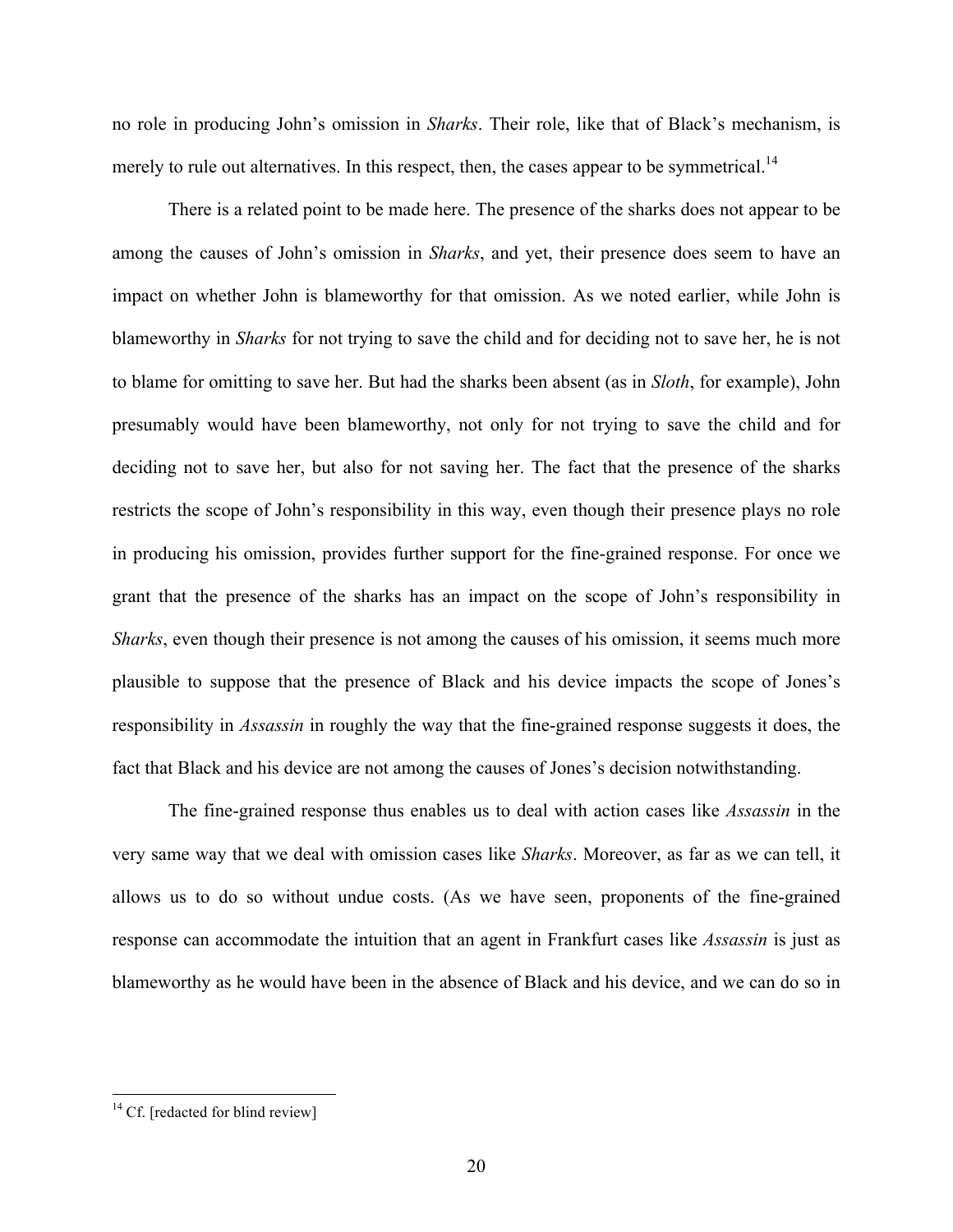no role in producing John's omission in *Sharks*. Their role, like that of Black's mechanism, is merely to rule out alternatives. In this respect, then, the cases appear to be symmetrical.[14]

There is a related point to be made here. The presence of the sharks does not appear to be among the causes of John's omission in *Sharks*, and yet, their presence does seem to have an impact on whether John is blameworthy for that omission. As we noted earlier, while John is blameworthy in *Sharks* for not trying to save the child and for deciding not to save her, he is not to blame for omitting to save her. But had the sharks been absent (as in *Sloth*, for example), John presumably would have been blameworthy, not only for not trying to save the child and for deciding not to save her, but also for not saving her. The fact that the presence of the sharks restricts the scope of John's responsibility in this way, even though their presence plays no role in producing his omission, provides further support for the fine-grained response. For once we grant that the presence of the sharks has an impact on the scope of John's responsibility in *Sharks*, even though their presence is not among the causes of his omission, it seems much more plausible to suppose that the presence of Black and his device impacts the scope of Jones's responsibility in *Assassin* in roughly the way that the fine-grained response suggests it does, the fact that Black and his device are not among the causes of Jones's decision notwithstanding.

The fine-grained response thus enables us to deal with action cases like *Assassin* in the very same way that we deal with omission cases like *Sharks*. Moreover, as far as we can tell, it allows us to do so without undue costs. (As we have seen, proponents of the fine-grained response can accommodate the intuition that an agent in Frankfurt cases like *Assassin* is just as blameworthy as he would have been in the absence of Black and his device, and we can do so in

---

[14] Cf. [redacted for blind review]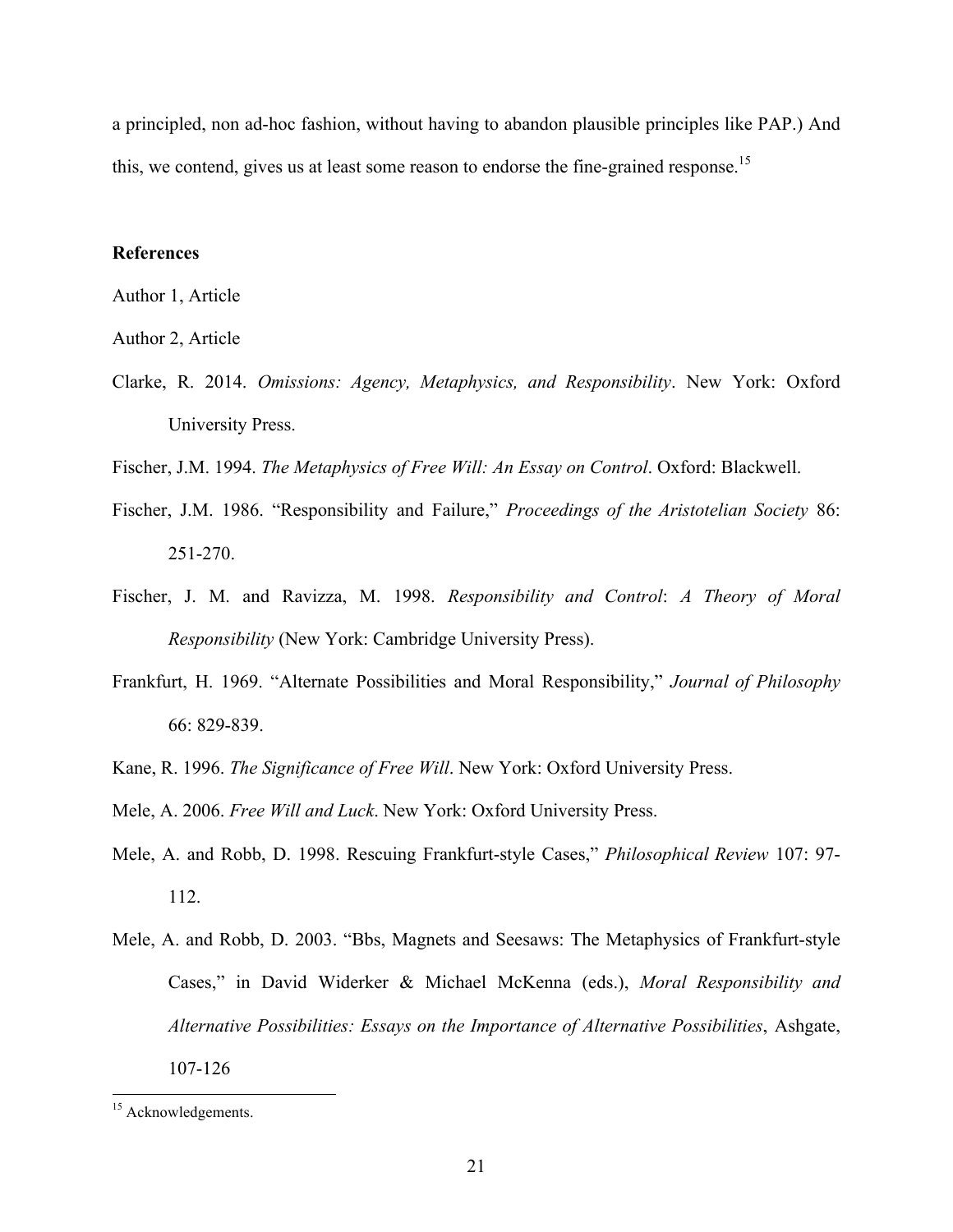a principled, non ad-hoc fashion, without having to abandon plausible principles like PAP.) And this, we contend, gives us at least some reason to endorse the fine-grained response.[15]

**References**

Author 1, Article

Author 2, Article

Clarke, R. 2014. *Omissions: Agency, Metaphysics, and Responsibility*. New York: Oxford University Press.

Fischer, J.M. 1994. *The Metaphysics of Free Will: An Essay on Control*. Oxford: Blackwell.

Fischer, J.M. 1986. "Responsibility and Failure," *Proceedings of the Aristotelian Society* 86: 251-270.

Fischer, J. M. and Ravizza, M. 1998. *Responsibility and Control*: *A Theory of Moral Responsibility* (New York: Cambridge University Press).

Frankfurt, H. 1969. "Alternate Possibilities and Moral Responsibility," *Journal of Philosophy* 66: 829-839.

Kane, R. 1996. *The Significance of Free Will*. New York: Oxford University Press.

Mele, A. 2006. *Free Will and Luck*. New York: Oxford University Press.

Mele, A. and Robb, D. 1998. Rescuing Frankfurt-style Cases," *Philosophical Review* 107: 97-112.

Mele, A. and Robb, D. 2003. "Bbs, Magnets and Seesaws: The Metaphysics of Frankfurt-style Cases," in David Widerker & Michael McKenna (eds.), *Moral Responsibility and Alternative Possibilities: Essays on the Importance of Alternative Possibilities*, Ashgate, 107-126

[15] Acknowledgements.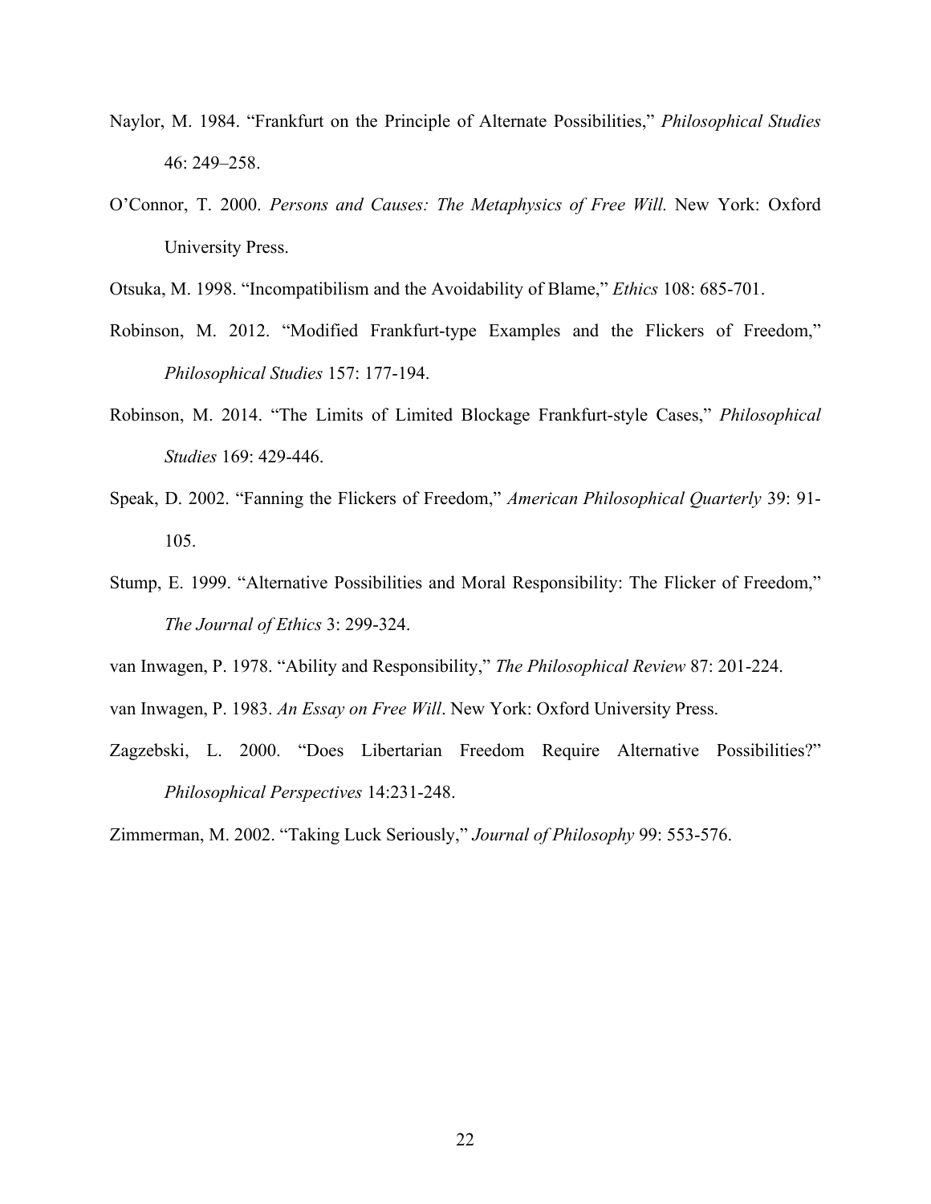Naylor, M. 1984. “Frankfurt on the Principle of Alternate Possibilities,” *Philosophical Studies* 46: 249–258.

O’Connor, T. 2000. *Persons and Causes: The Metaphysics of Free Will.* New York: Oxford University Press.

Otsuka, M. 1998. “Incompatibilism and the Avoidability of Blame,” *Ethics* 108: 685-701.

Robinson, M. 2012. “Modified Frankfurt-type Examples and the Flickers of Freedom,” *Philosophical Studies* 157: 177-194.

Robinson, M. 2014. “The Limits of Limited Blockage Frankfurt-style Cases,” *Philosophical Studies* 169: 429-446.

Speak, D. 2002. “Fanning the Flickers of Freedom,” *American Philosophical Quarterly* 39: 91-105.

Stump, E. 1999. “Alternative Possibilities and Moral Responsibility: The Flicker of Freedom,” *The Journal of Ethics* 3: 299-324.

van Inwagen, P. 1978. “Ability and Responsibility,” *The Philosophical Review* 87: 201-224.

van Inwagen, P. 1983. *An Essay on Free Will*. New York: Oxford University Press.

Zagzebski, L. 2000. “Does Libertarian Freedom Require Alternative Possibilities?” *Philosophical Perspectives* 14:231-248.

Zimmerman, M. 2002. “Taking Luck Seriously,” *Journal of Philosophy* 99: 553-576.